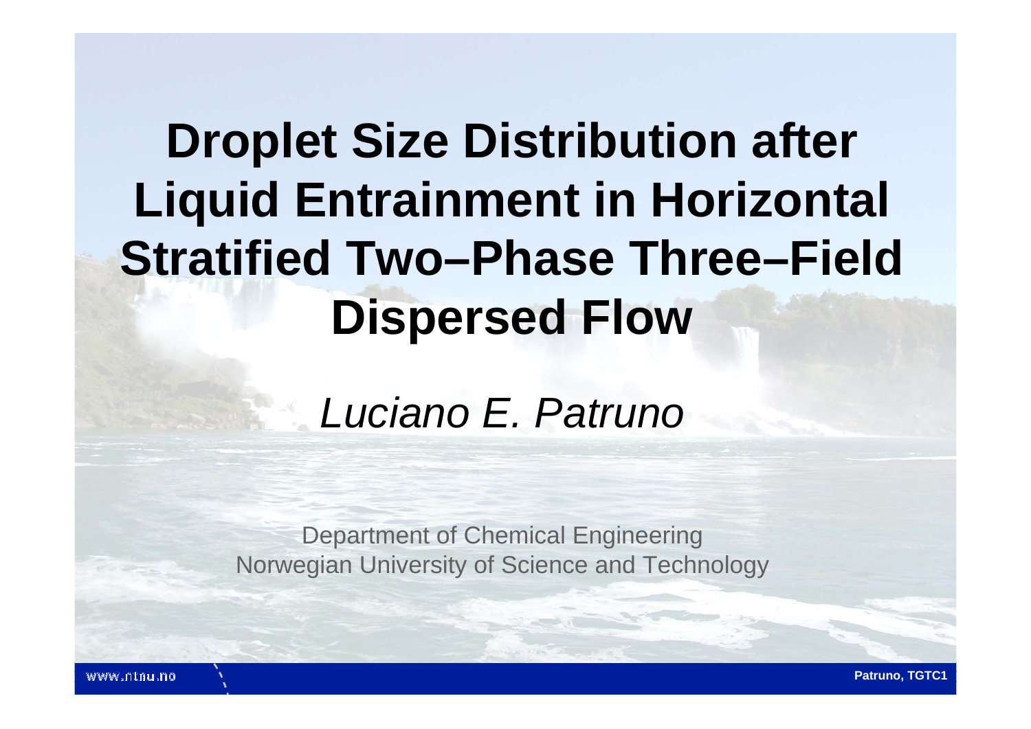# Droplet Size Distribution after Liquid Entrainment in Horizontal Stratified Two–Phase Three–Field Dispersed Flow

*Luciano E. Patruno*

Department of Chemical Engineering
Norwegian University of Science and Technology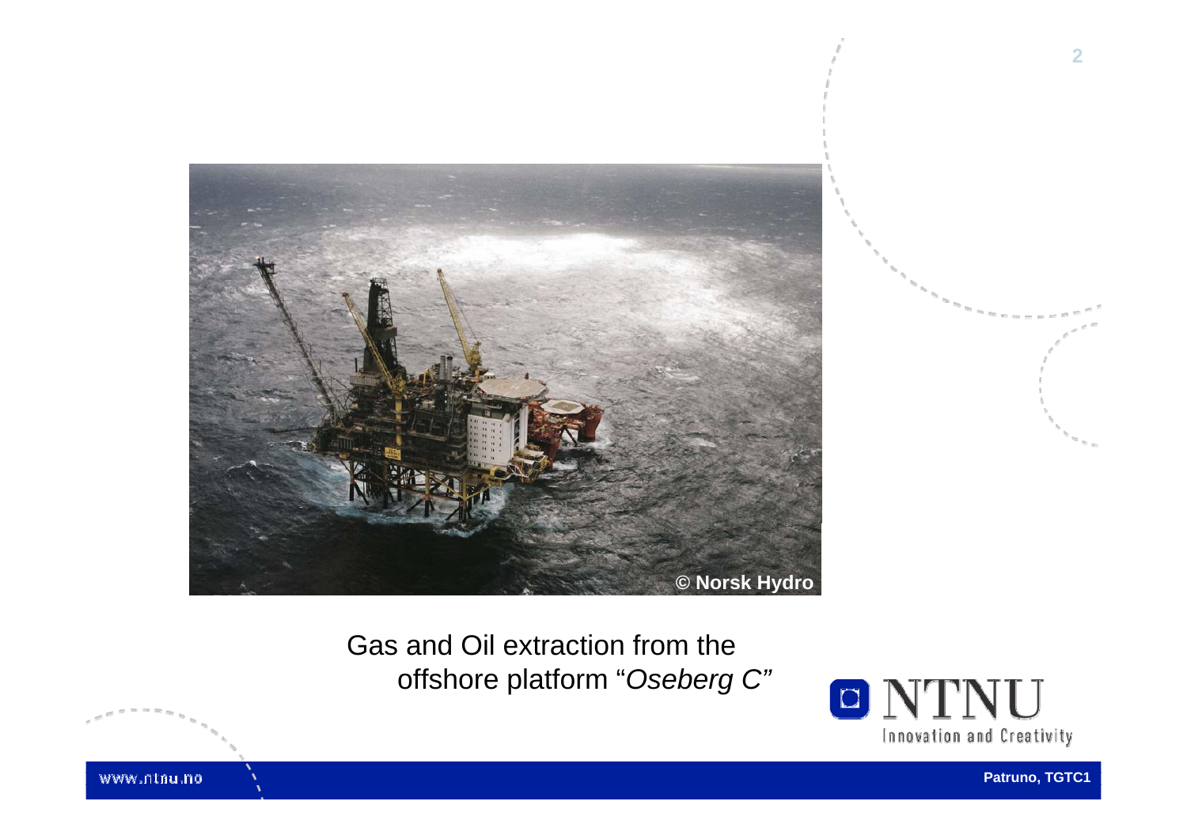Gas and Oil extraction from the offshore platform "*Oseberg C*"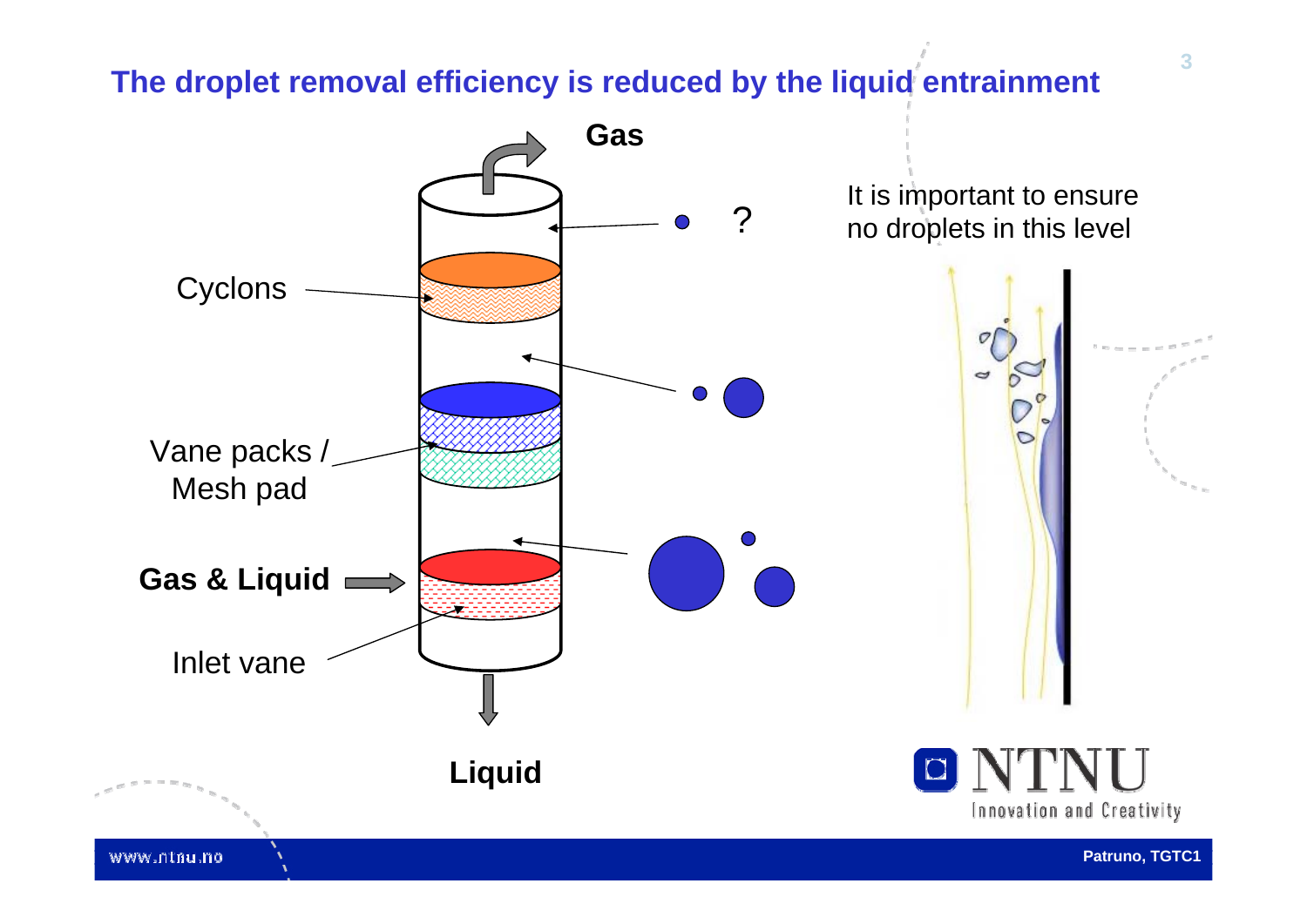# The droplet removal efficiency is reduced by the liquid entrainment

Gas

Cyclons

?

It is important to ensure no droplets in this level

Vane packs / Mesh pad

**Gas & Liquid**

Inlet vane

**Liquid**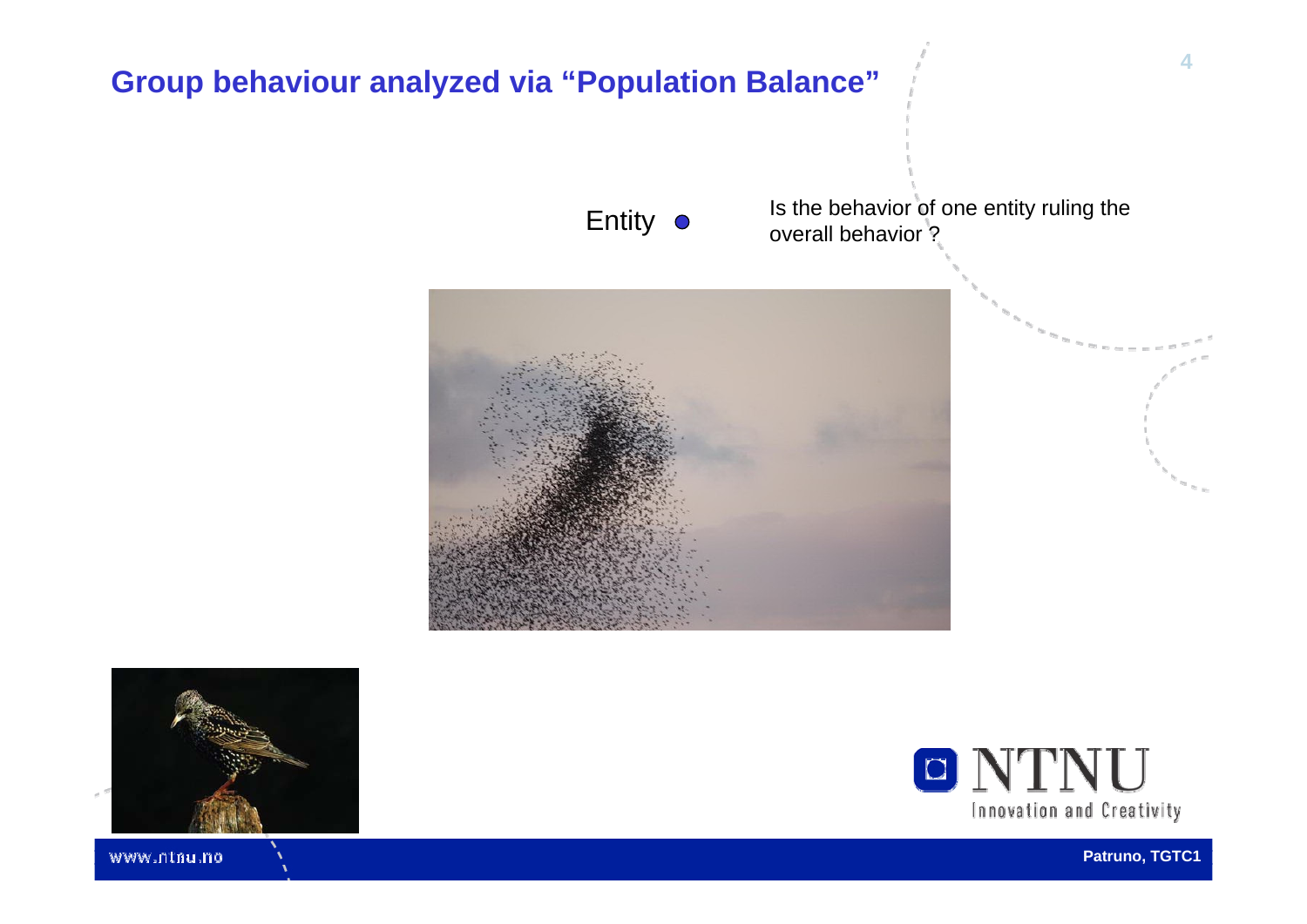## Group behaviour analyzed via "Population Balance"

Entity ●

Is the behavior of one entity ruling the overall behavior ?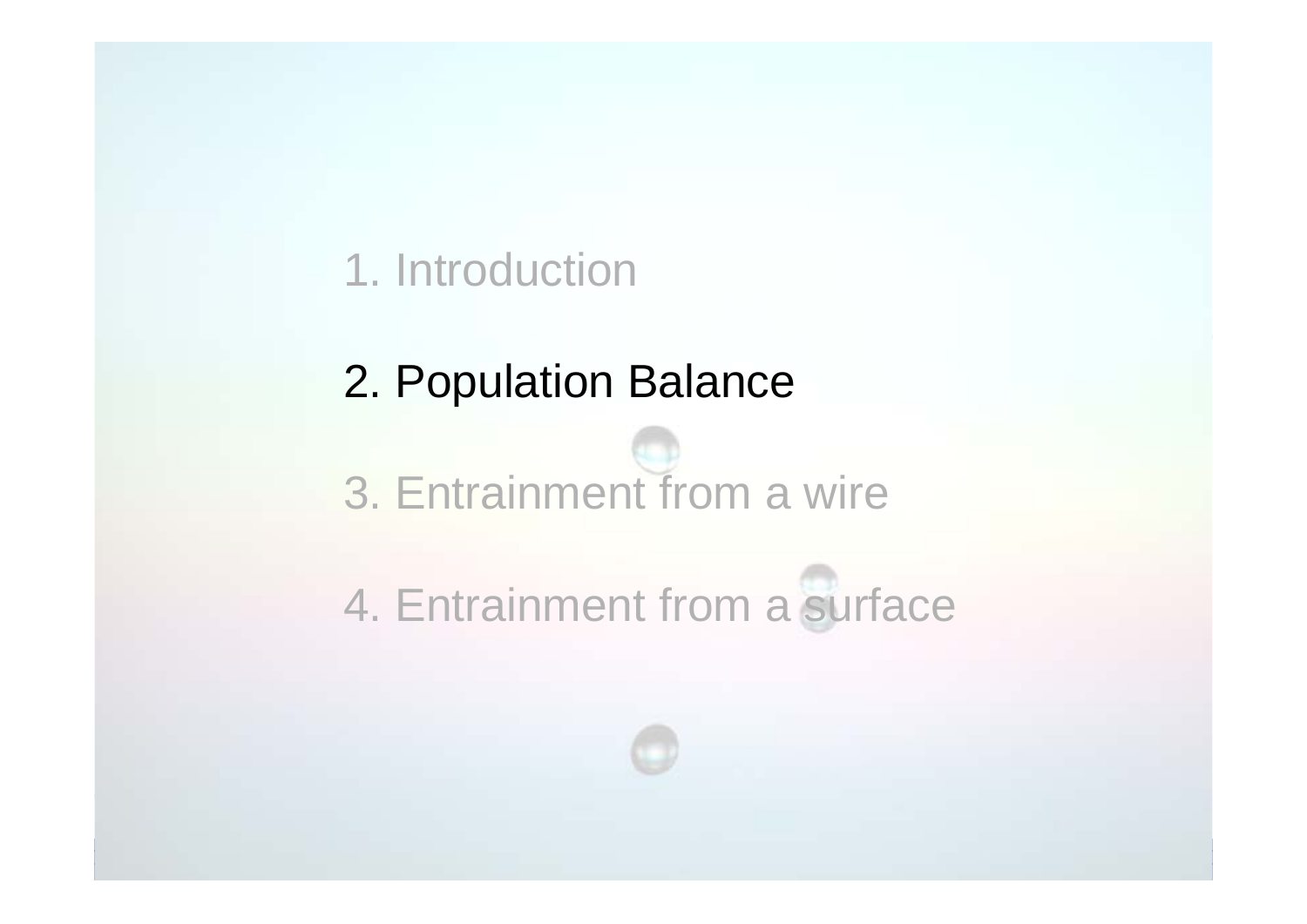1. Introduction

2. Population Balance

3. Entrainment from a wire

4. Entrainment from a surface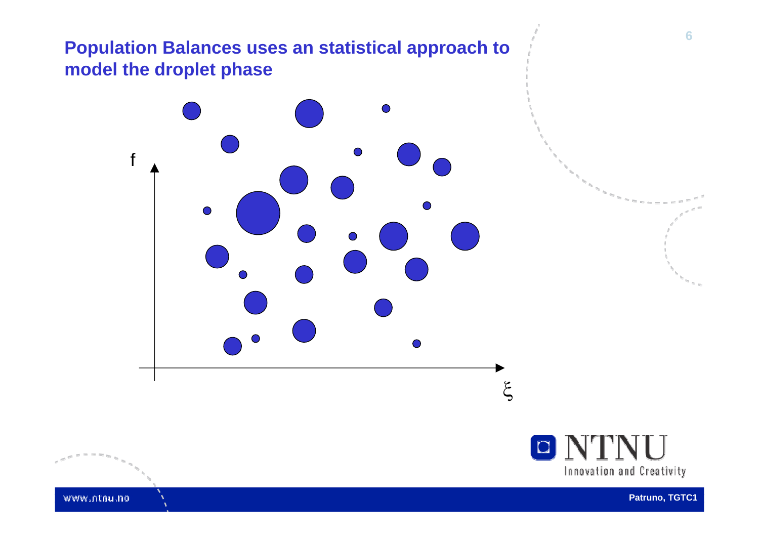## Population Balances uses an statistical approach to model the droplet phase

f

$\xi$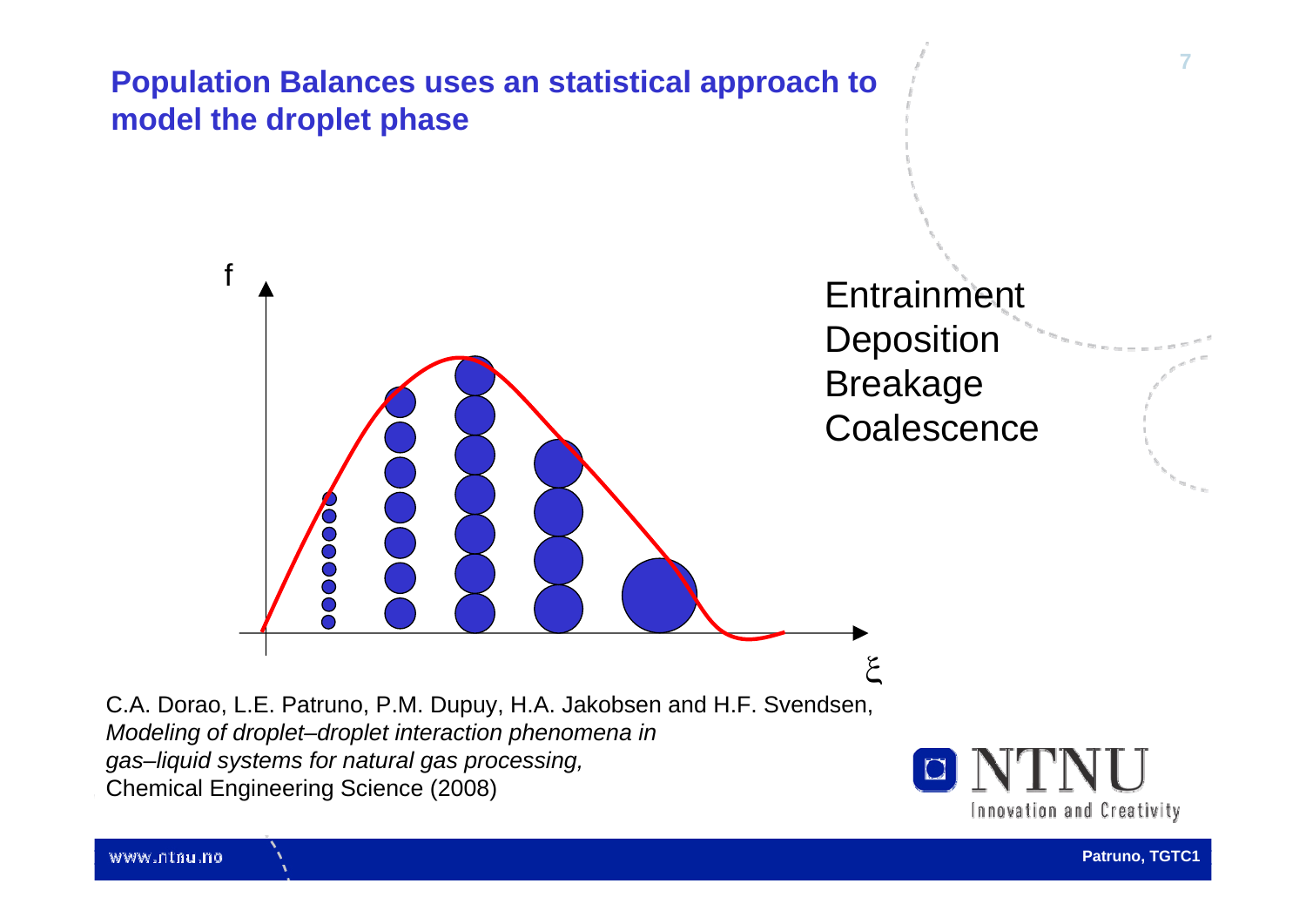## Population Balances uses an statistical approach to model the droplet phase

f

ξ

Entrainment
Deposition
Breakage
Coalescence

C.A. Dorao, L.E. Patruno, P.M. Dupuy, H.A. Jakobsen and H.F. Svendsen, *Modeling of droplet–droplet interaction phenomena in gas–liquid systems for natural gas processing,* Chemical Engineering Science (2008)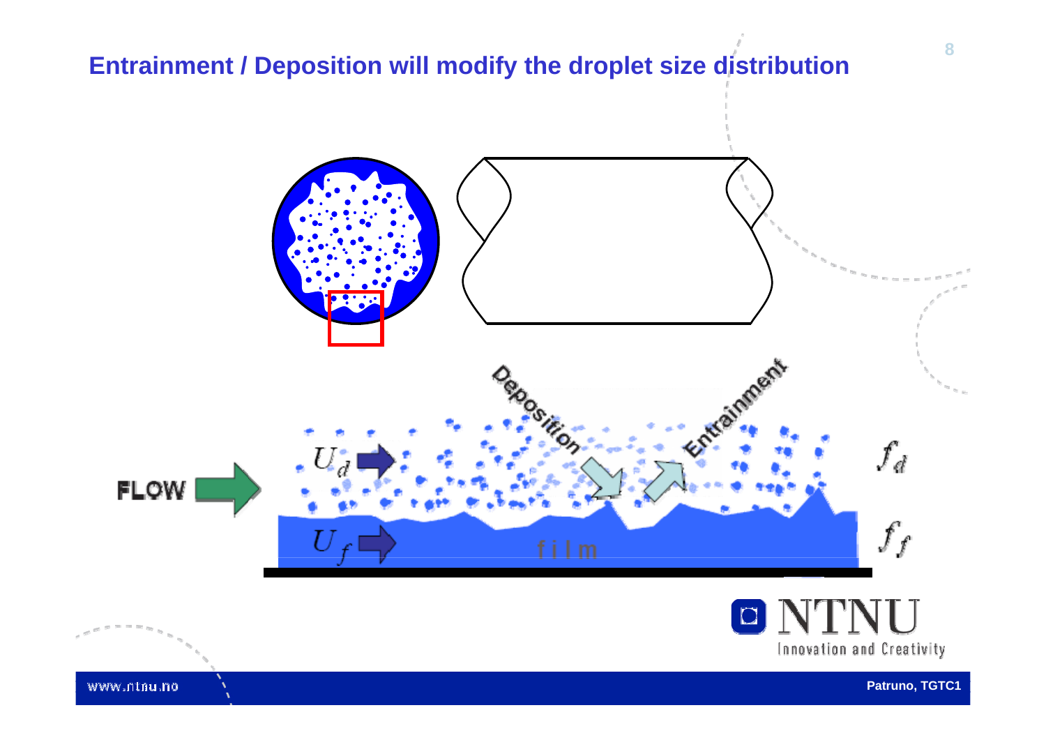# Entrainment / Deposition will modify the droplet size distribution

Deposition

Entrainment

FLOW

$U_d$

$U_f$

film

$f_d$

$f_f$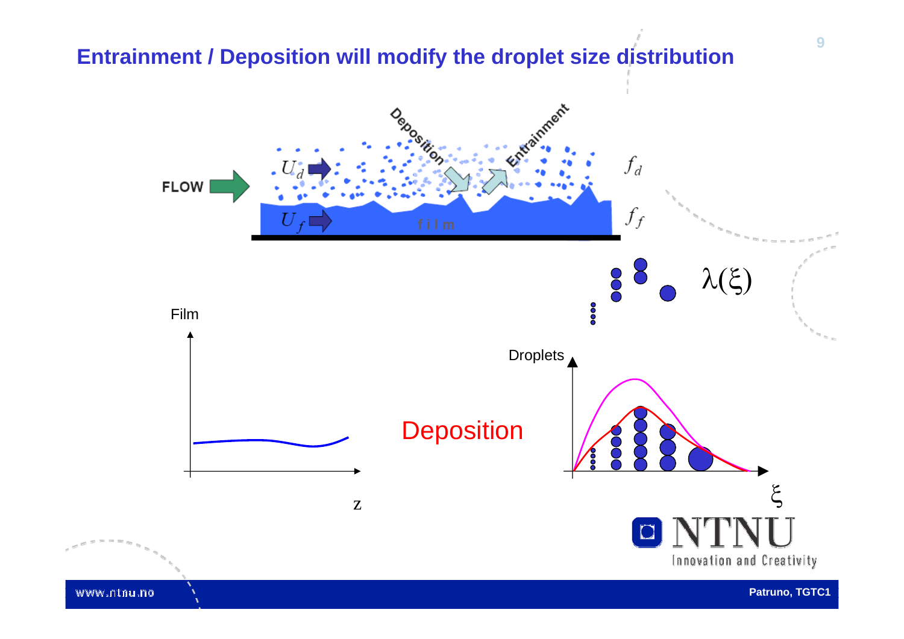# Entrainment / Deposition will modify the droplet size distribution

FLOW

$U_d$

$U_f$

film

Deposition

Entrainment

$f_d$

$f_f$

$\lambda(\xi)$

Film

z

Deposition

Droplets

$\xi$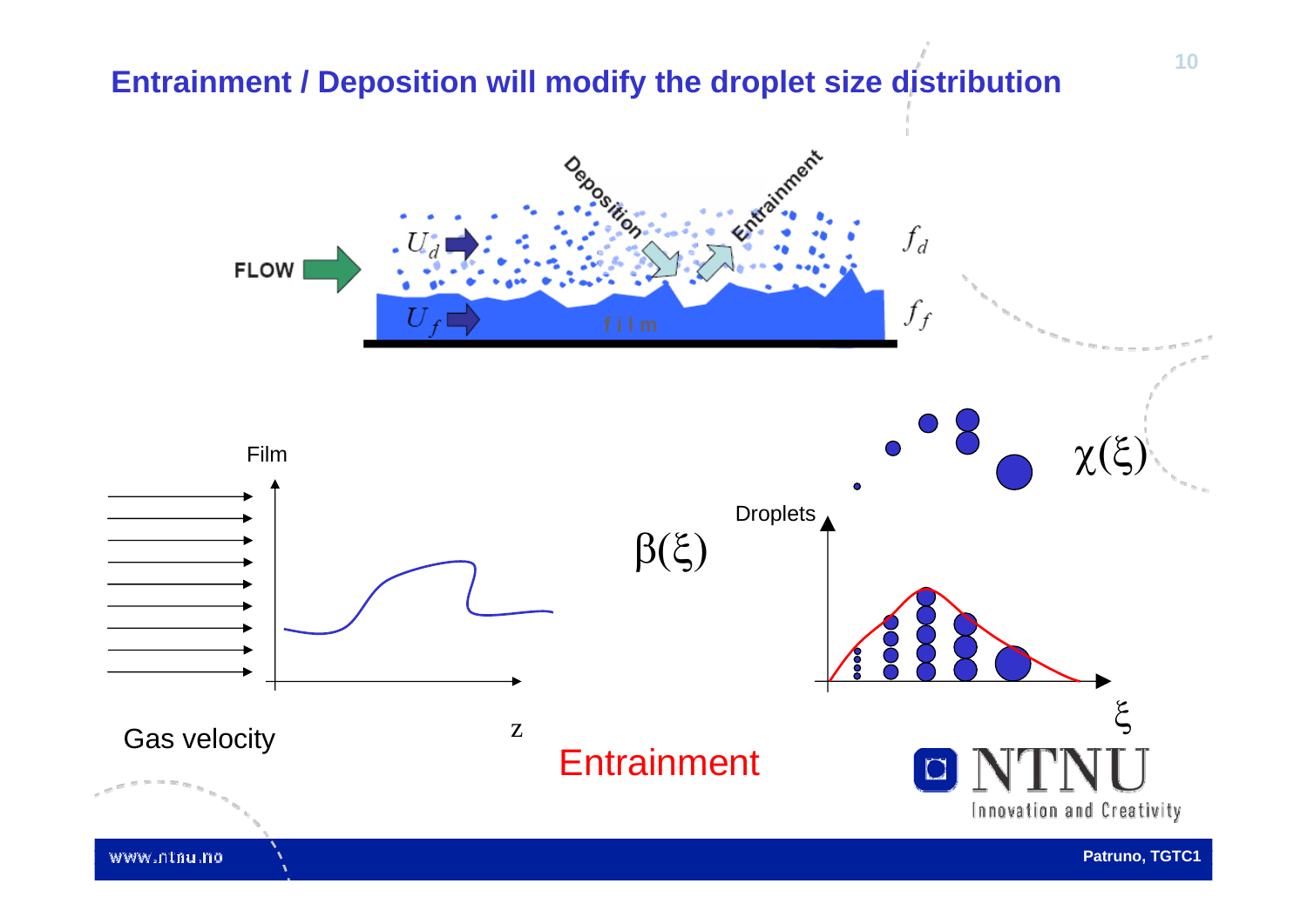# Entrainment / Deposition will modify the droplet size distribution

Deposition

Entrainment

FLOW

$U_d$

$U_f$

film

$f_d$

$f_f$

Film

Gas velocity

z

$\beta(\xi)$

Droplets

$\chi(\xi)$

$\xi$

Entrainment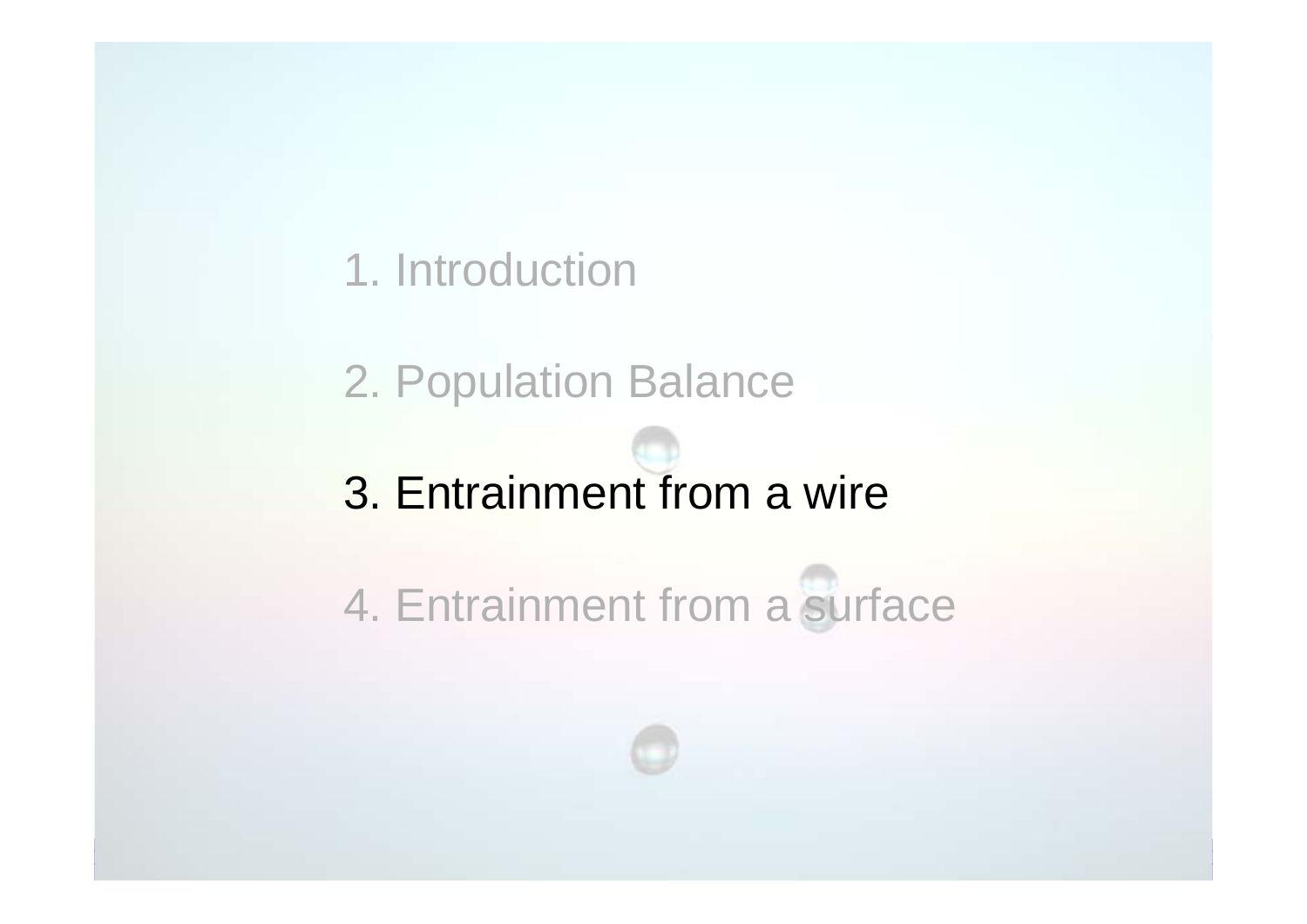1. Introduction

2. Population Balance

3. Entrainment from a wire

4. Entrainment from a surface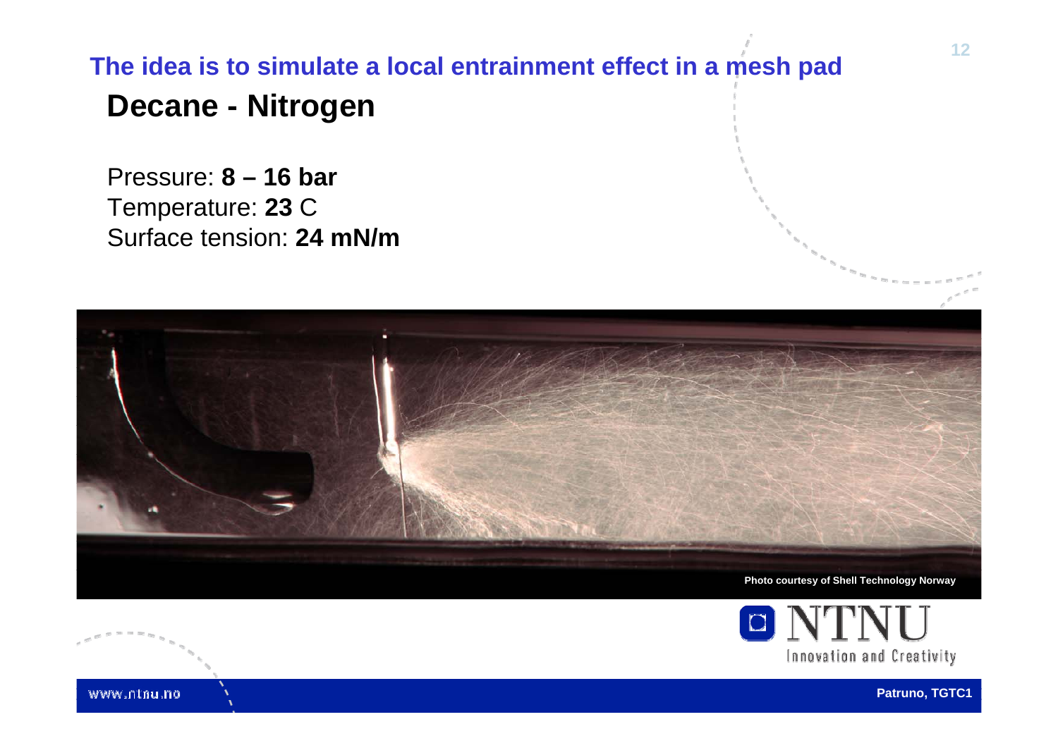## The idea is to simulate a local entrainment effect in a mesh pad

# Decane - Nitrogen

Pressure: **8 – 16 bar**
Temperature: **23** C
Surface tension: **24 mN/m**

**Photo courtesy of Shell Technology Norway**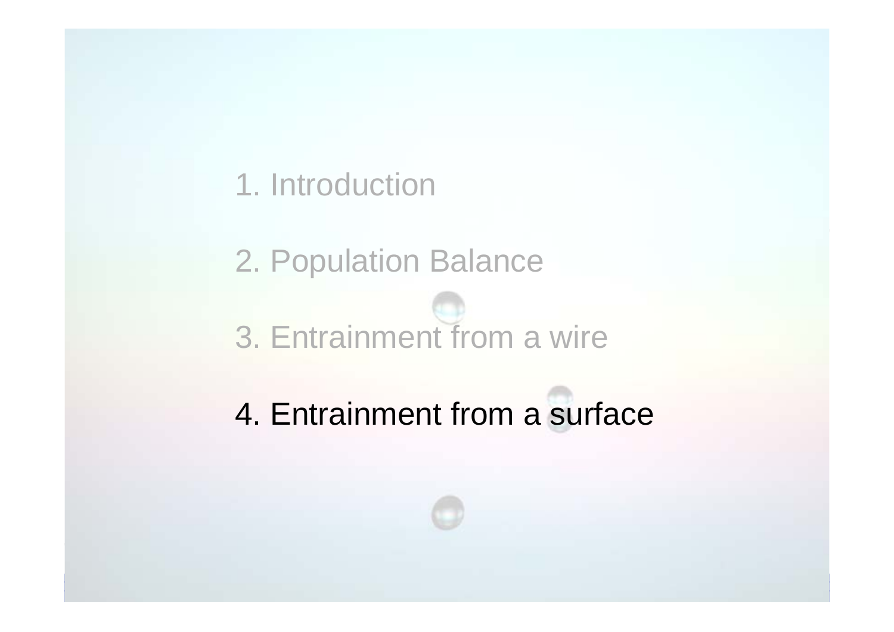1. Introduction

2. Population Balance

3. Entrainment from a wire

4. Entrainment from a surface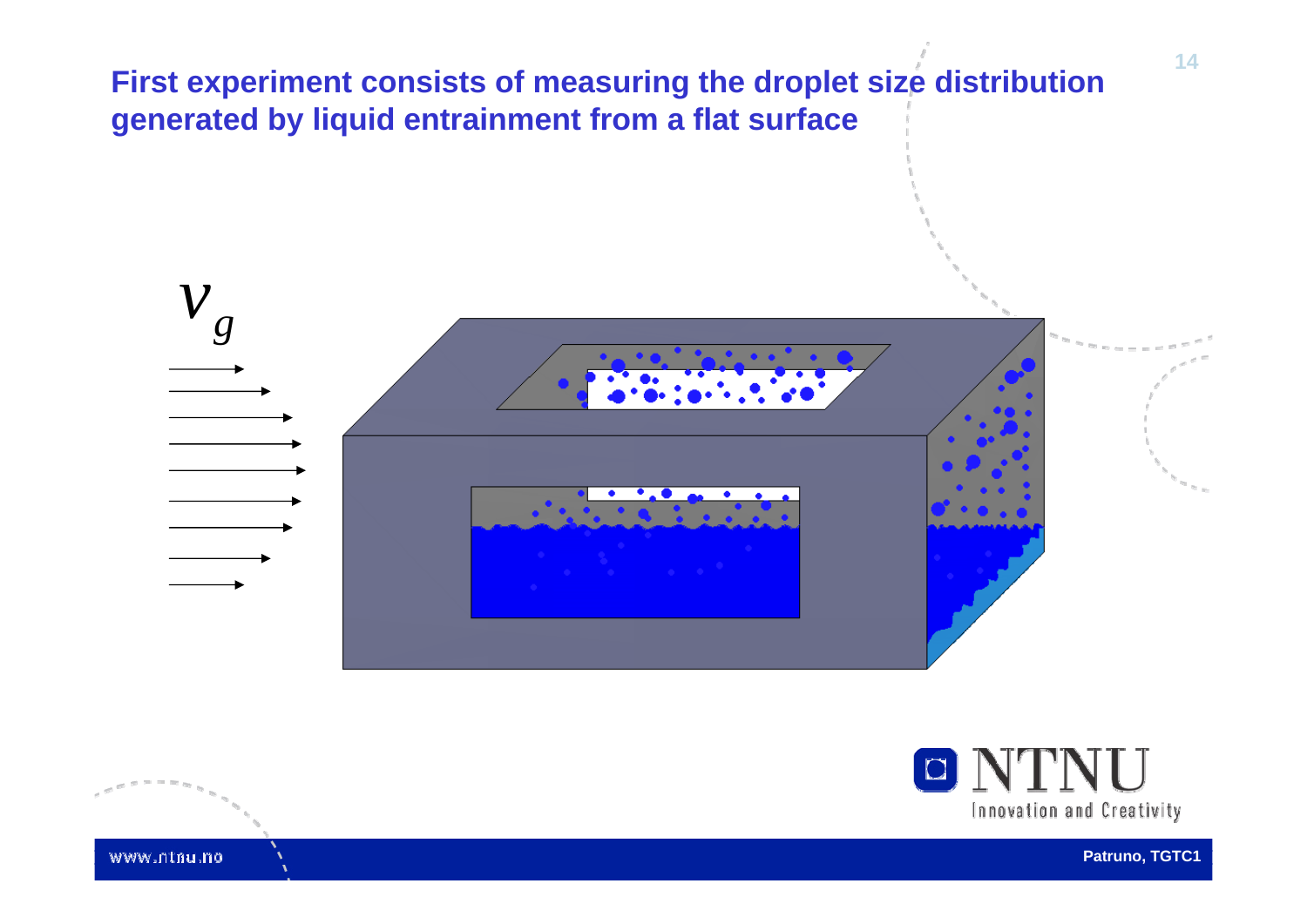# First experiment consists of measuring the droplet size distribution generated by liquid entrainment from a flat surface

$v_g$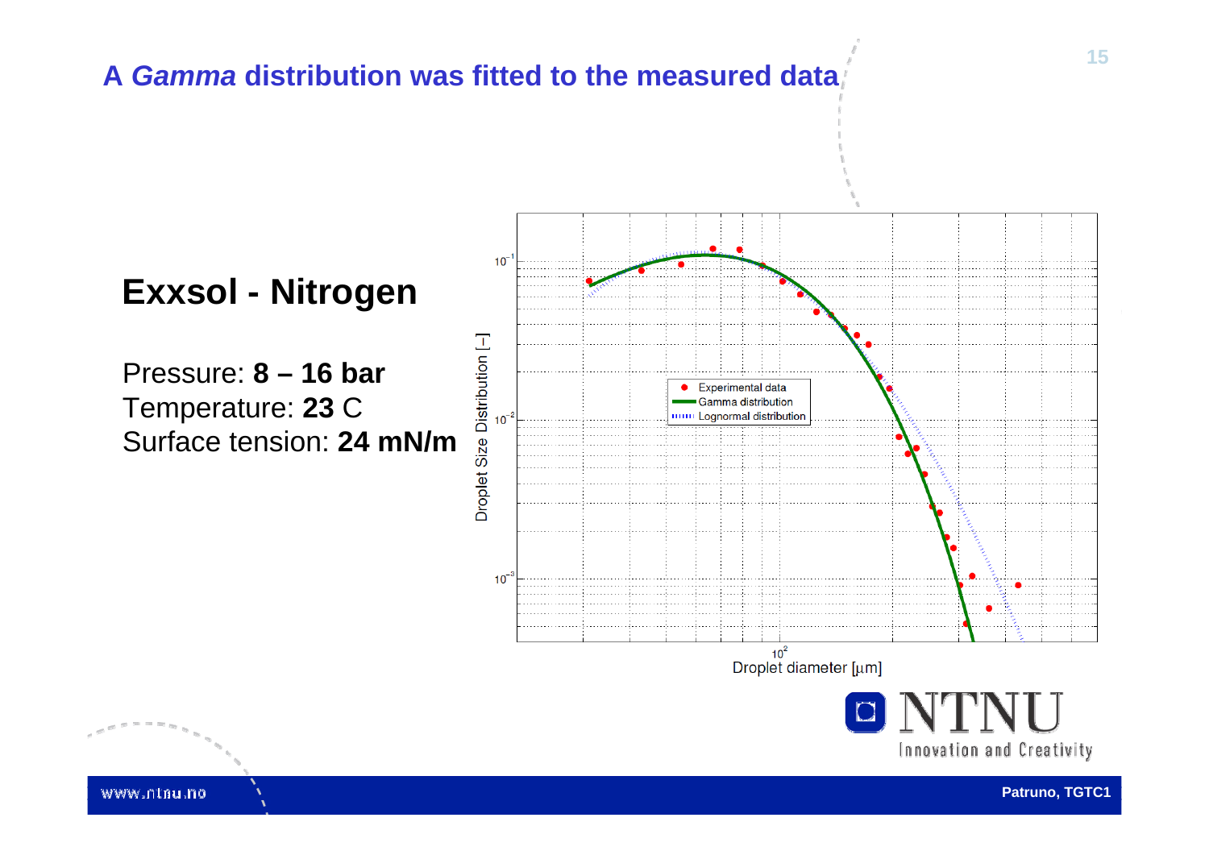# A *Gamma* distribution was fitted to the measured data

## Exxsol - Nitrogen

Pressure: **8 – 16 bar**
Temperature: **23** C
Surface tension: **24 mN/m**

Droplet Size Distribution [–]

Experimental data
Gamma distribution
Lognormal distribution

Droplet diameter [μm]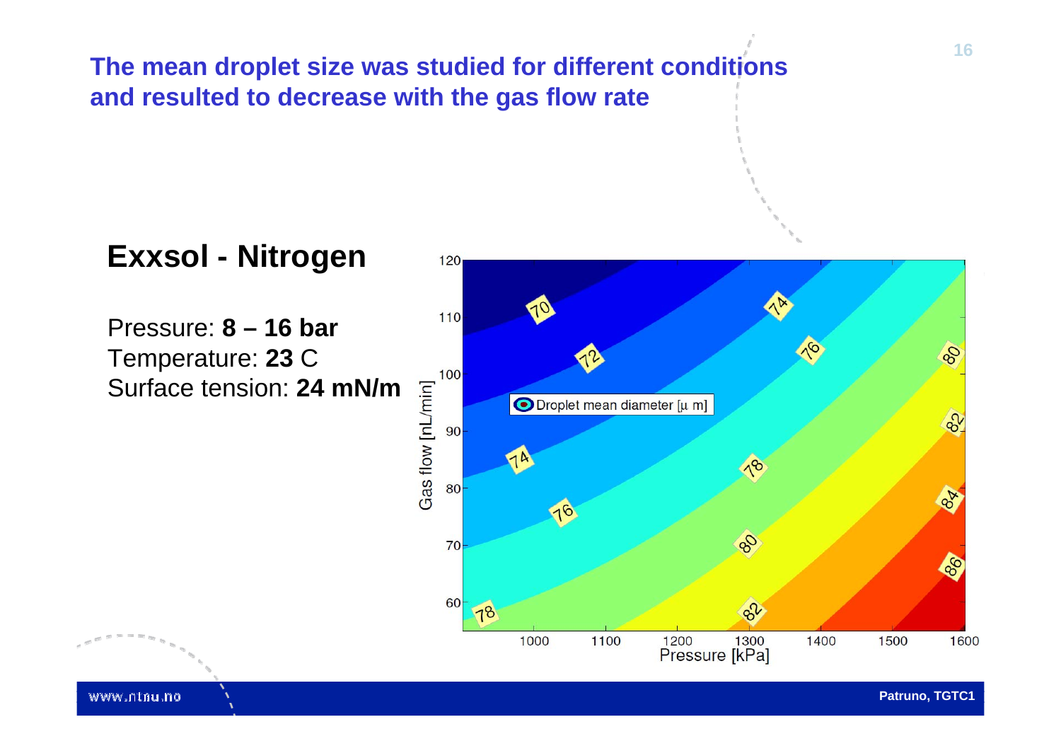## The mean droplet size was studied for different conditions and resulted to decrease with the gas flow rate

### Exxsol - Nitrogen

Pressure: **8 – 16 bar**
Temperature: **23** C
Surface tension: **24 mN/m**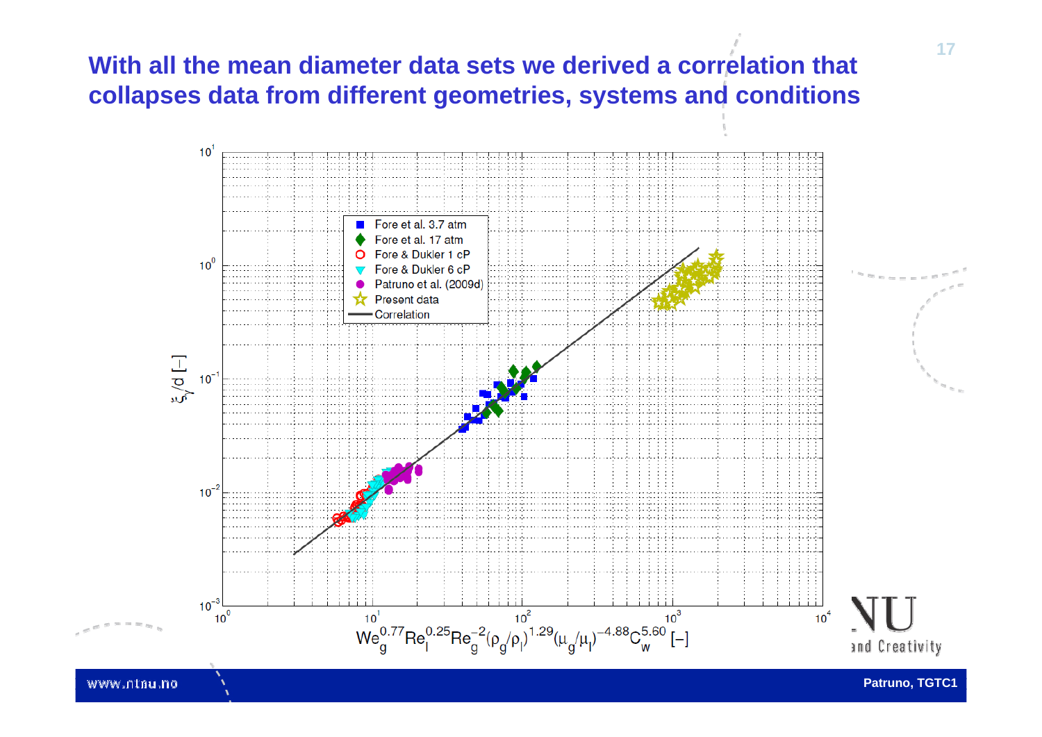# With all the mean diameter data sets we derived a correlation that collapses data from different geometries, systems and conditions

Legend:
- Fore et al. 3.7 atm
- Fore et al. 17 atm
- Fore & Dukler 1 cP
- Fore & Dukler 6 cP
- Patruno et al. (2009d)
- Present data
- Correlation

y-axis: $\xi_\gamma/d$ [–]

x-axis: $We_g^{0.77} Re_l^{0.25} Re_g^{-2} (\rho_g/\rho_l)^{1.29} (\mu_g/\mu_l)^{-4.88} C_w^{5.60}$ [–]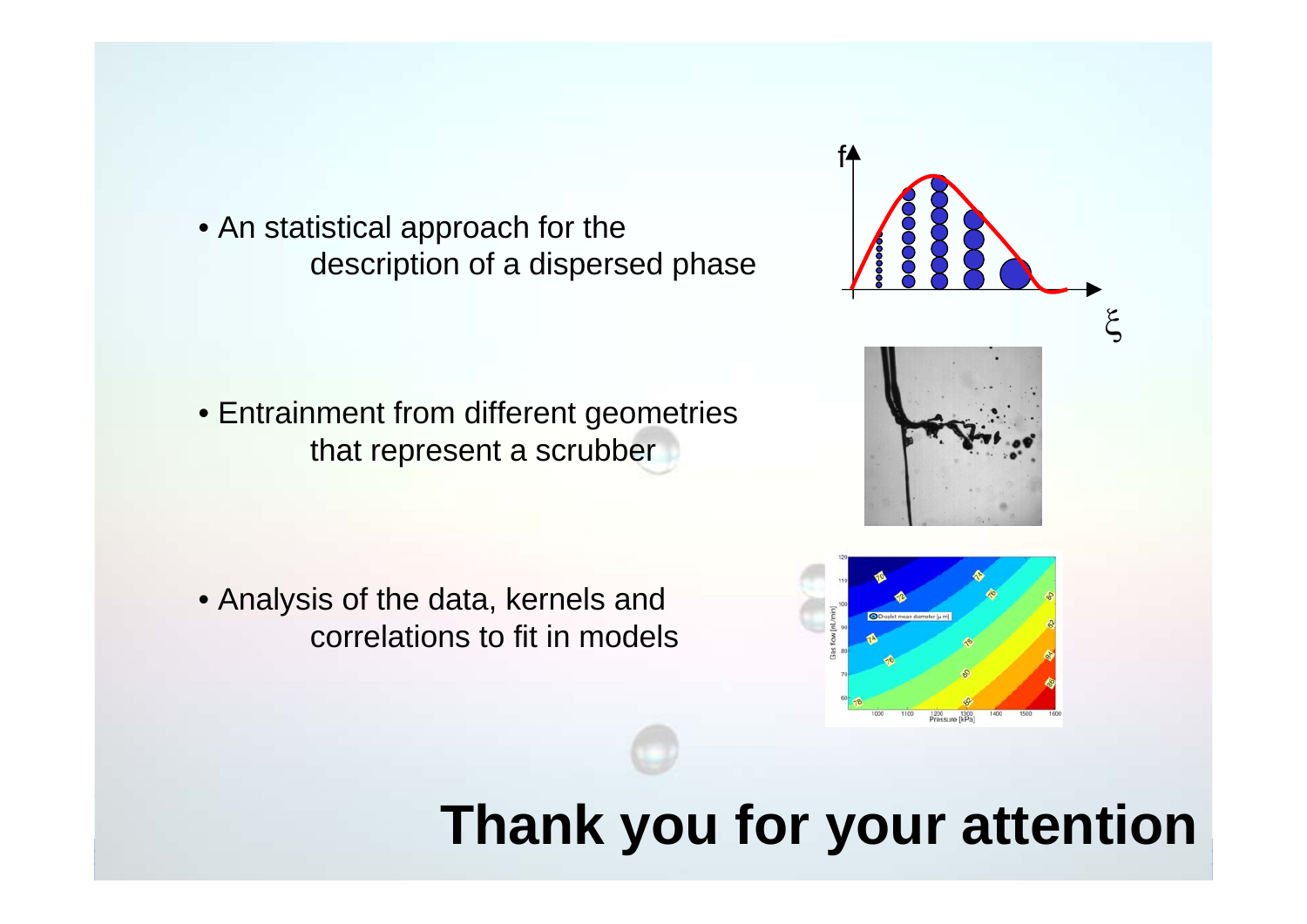- An statistical approach for the description of a dispersed phase

f

$\xi$

- Entrainment from different geometries that represent a scrubber

- Analysis of the data, kernels and correlations to fit in models

Droplet mean diameter [μm]

Gas flow [nL/min]

Pressure [kPa]

# Thank you for your attention